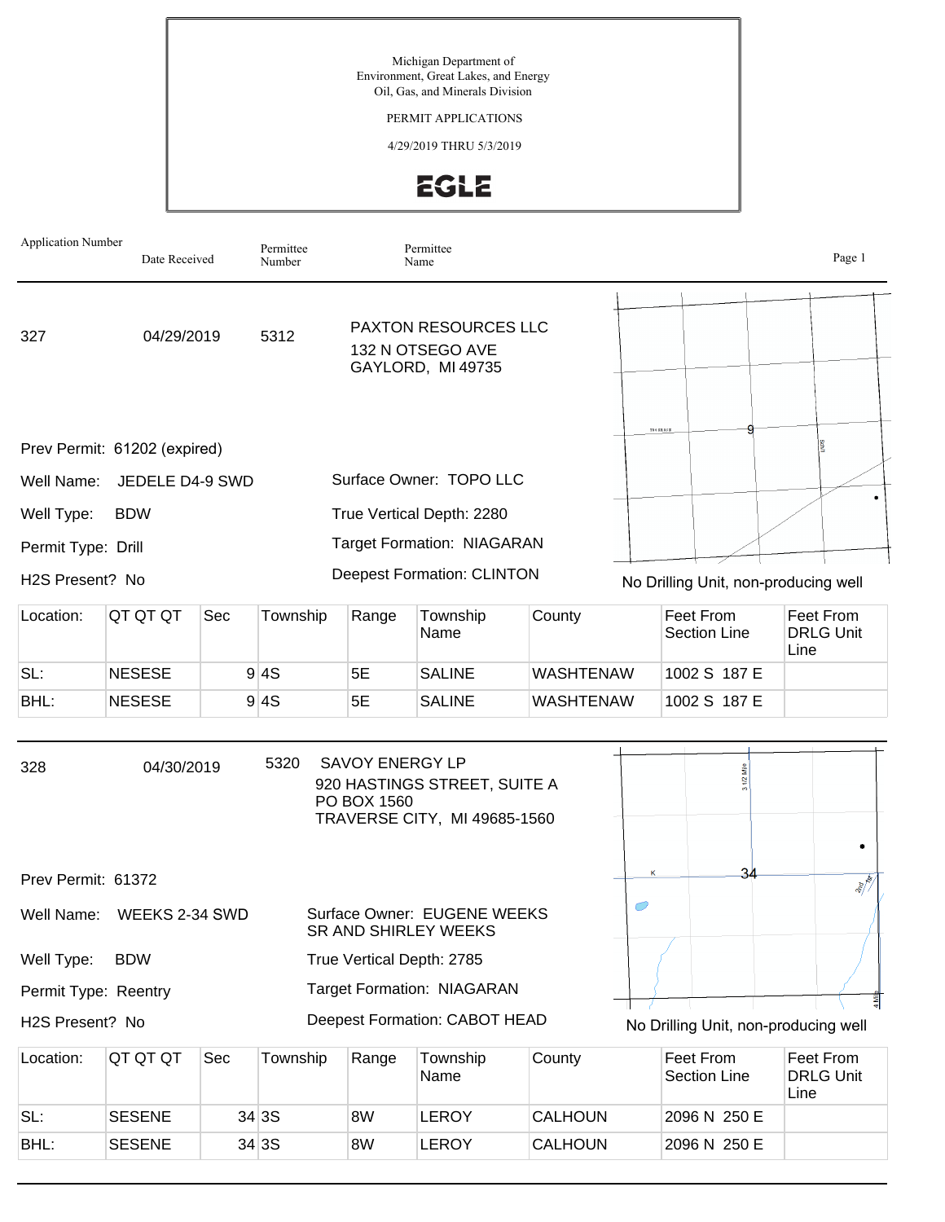Michigan Department of
Environment, Great Lakes, and Energy
Oil, Gas, and Minerals Division

PERMIT APPLICATIONS

4/29/2019 THRU 5/3/2019

**EGLE**

| Application Number | Date Received | Permittee Number | Permittee Name |
|---|---|---|---|

---

| 327 | 04/29/2019 | 5312 | PAXTON RESOURCES LLC<br>132 N OTSEGO AVE<br>GAYLORD, MI 49735 |
|---|---|---|---|

Prev Permit: 61202 (expired)

Well Name: JEDELE D4-9 SWD

Well Type: BDW

Permit Type: Drill

H2S Present? No

Surface Owner: TOPO LLC

True Vertical Depth: 2280

Target Formation: NIAGARAN

Deepest Formation: CLINTON

No Drilling Unit, non-producing well

| Location: | QT QT QT | Sec | Township | Range | Township Name | County | Feet From Section Line | Feet From DRLG Unit Line |
|---|---|---|---|---|---|---|---|---|
| SL: | NESESE | 9 | 4S | 5E | SALINE | WASHTENAW | 1002 S 187 E | |
| BHL: | NESESE | 9 | 4S | 5E | SALINE | WASHTENAW | 1002 S 187 E | |

---

| 328 | 04/30/2019 | 5320 | SAVOY ENERGY LP<br>920 HASTINGS STREET, SUITE A<br>PO BOX 1560<br>TRAVERSE CITY, MI 49685-1560 |
|---|---|---|---|

Prev Permit: 61372

Well Name: WEEKS 2-34 SWD

Well Type: BDW

Permit Type: Reentry

H2S Present? No

Surface Owner: EUGENE WEEKS SR AND SHIRLEY WEEKS

True Vertical Depth: 2785

Target Formation: NIAGARAN

Deepest Formation: CABOT HEAD

No Drilling Unit, non-producing well

| Location: | QT QT QT | Sec | Township | Range | Township Name | County | Feet From Section Line | Feet From DRLG Unit Line |
|---|---|---|---|---|---|---|---|---|
| SL: | SESENE | 34 | 3S | 8W | LEROY | CALHOUN | 2096 N 250 E | |
| BHL: | SESENE | 34 | 3S | 8W | LEROY | CALHOUN | 2096 N 250 E | |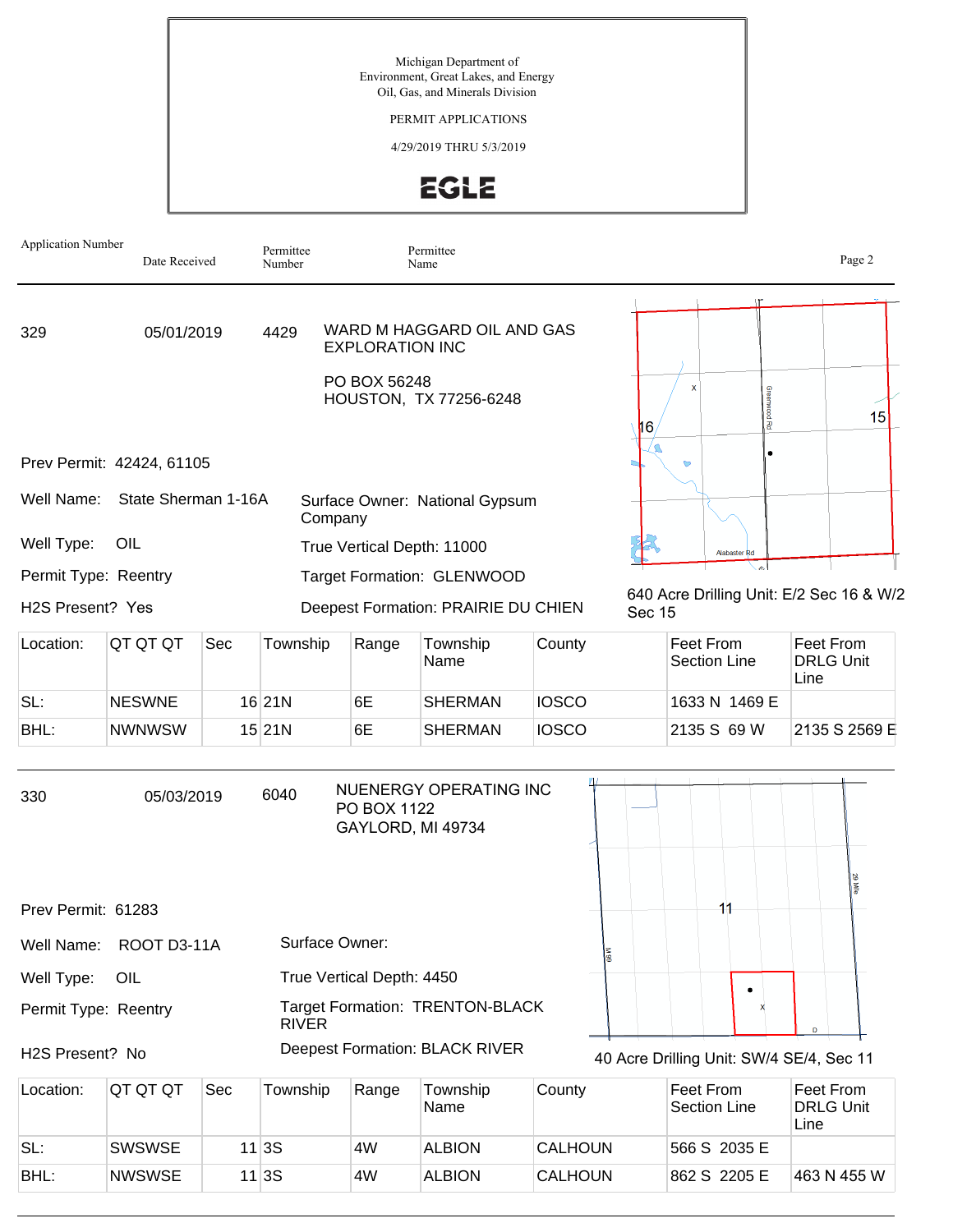Michigan Department of Environment, Great Lakes, and Energy
Oil, Gas, and Minerals Division

PERMIT APPLICATIONS

4/29/2019 THRU 5/3/2019

EGLE

| Application Number | Date Received | Permittee Number | Permittee Name |
|---|---|---|---|

---

**329** | 05/01/2019 | 4429 | WARD M HAGGARD OIL AND GAS EXPLORATION INC
PO BOX 56248
HOUSTON, TX 77256-6248

Prev Permit: 42424, 61105

Well Name: State Sherman 1-16A

Surface Owner: National Gypsum Company

Well Type: OIL

True Vertical Depth: 11000

Permit Type: Reentry

Target Formation: GLENWOOD

H2S Present? Yes

Deepest Formation: PRAIRIE DU CHIEN

640 Acre Drilling Unit: E/2 Sec 16 & W/2 Sec 15

| Location: | QT QT QT | Sec | Township | Range | Township Name | County | Feet From Section Line | Feet From DRLG Unit Line |
|---|---|---|---|---|---|---|---|---|
| SL: | NESWNE | 16 | 21N | 6E | SHERMAN | IOSCO | 1633 N 1469 E | |
| BHL: | NWNWSW | 15 | 21N | 6E | SHERMAN | IOSCO | 2135 S 69 W | 2135 S 2569 E |

---

**330** | 05/03/2019 | 6040 | NUENERGY OPERATING INC
PO BOX 1122
GAYLORD, MI 49734

Prev Permit: 61283

Well Name: ROOT D3-11A

Surface Owner:

Well Type: OIL

True Vertical Depth: 4450

Permit Type: Reentry

Target Formation: TRENTON-BLACK RIVER

H2S Present? No

Deepest Formation: BLACK RIVER

40 Acre Drilling Unit: SW/4 SE/4, Sec 11

| Location: | QT QT QT | Sec | Township | Range | Township Name | County | Feet From Section Line | Feet From DRLG Unit Line |
|---|---|---|---|---|---|---|---|---|
| SL: | SWSWSE | 11 | 3S | 4W | ALBION | CALHOUN | 566 S 2035 E | |
| BHL: | NWSWSE | 11 | 3S | 4W | ALBION | CALHOUN | 862 S 2205 E | 463 N 455 W |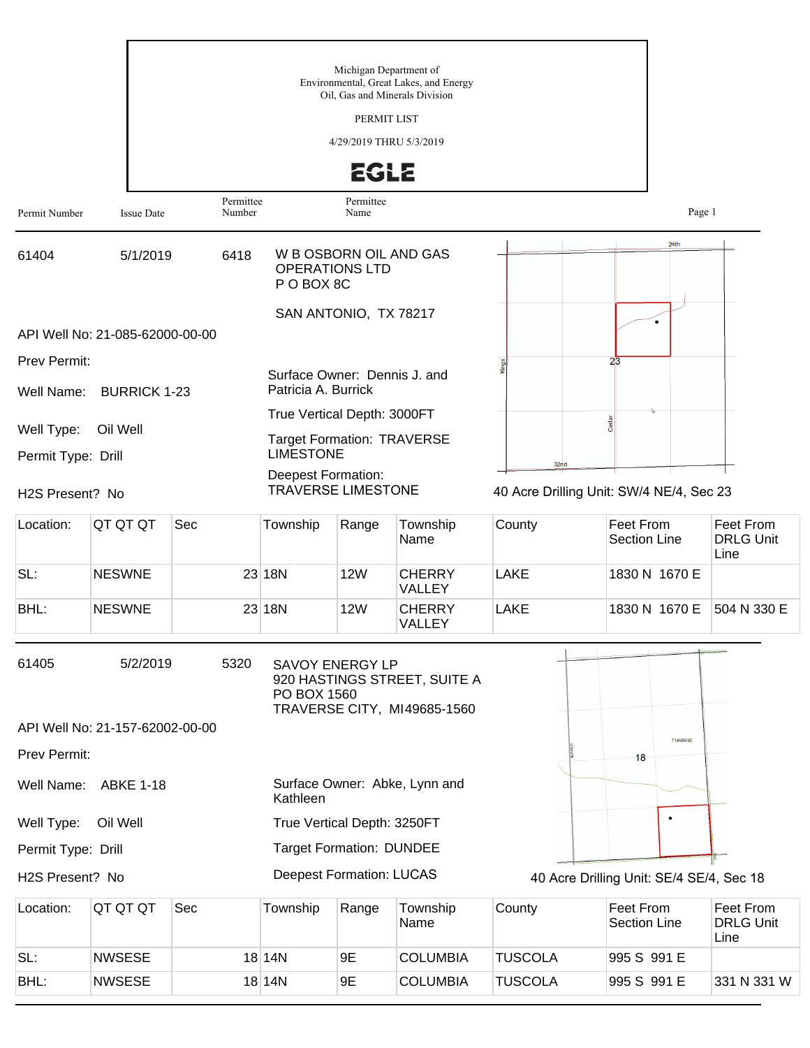Michigan Department of
Environmental, Great Lakes, and Energy
Oil, Gas and Minerals Division

PERMIT LIST

4/29/2019 THRU 5/3/2019

EGLE

| Permit Number | Issue Date | Permittee Number | Permittee Name |
|---|---|---|---|

---

**61404** | 5/1/2019 | 6418 | W B OSBORN OIL AND GAS OPERATIONS LTD
P O BOX 8C

SAN ANTONIO, TX 78217

API Well No: 21-085-62000-00-00

Prev Permit:

Well Name: BURRICK 1-23

Well Type: Oil Well

Permit Type: Drill

H2S Present? No

Surface Owner: Dennis J. and Patricia A. Burrick

True Vertical Depth: 3000FT

Target Formation: TRAVERSE LIMESTONE

Deepest Formation: TRAVERSE LIMESTONE

40 Acre Drilling Unit: SW/4 NE/4, Sec 23

| Location: | QT QT QT | Sec | Township | Range | Township Name | County | Feet From Section Line | Feet From DRLG Unit Line |
|---|---|---|---|---|---|---|---|---|
| SL: | NESWNE | 23 | 18N | 12W | CHERRY VALLEY | LAKE | 1830 N 1670 E | |
| BHL: | NESWNE | 23 | 18N | 12W | CHERRY VALLEY | LAKE | 1830 N 1670 E | 504 N 330 E |

---

**61405** | 5/2/2019 | 5320 | SAVOY ENERGY LP
920 HASTINGS STREET, SUITE A
PO BOX 1560
TRAVERSE CITY, MI49685-1560

API Well No: 21-157-62002-00-00

Prev Permit:

Well Name: ABKE 1-18

Well Type: Oil Well

Permit Type: Drill

H2S Present? No

Surface Owner: Abke, Lynn and Kathleen

True Vertical Depth: 3250FT

Target Formation: DUNDEE

Deepest Formation: LUCAS

40 Acre Drilling Unit: SE/4 SE/4, Sec 18

| Location: | QT QT QT | Sec | Township | Range | Township Name | County | Feet From Section Line | Feet From DRLG Unit Line |
|---|---|---|---|---|---|---|---|---|
| SL: | NWSESE | 18 | 14N | 9E | COLUMBIA | TUSCOLA | 995 S 991 E | |
| BHL: | NWSESE | 18 | 14N | 9E | COLUMBIA | TUSCOLA | 995 S 991 E | 331 N 331 W |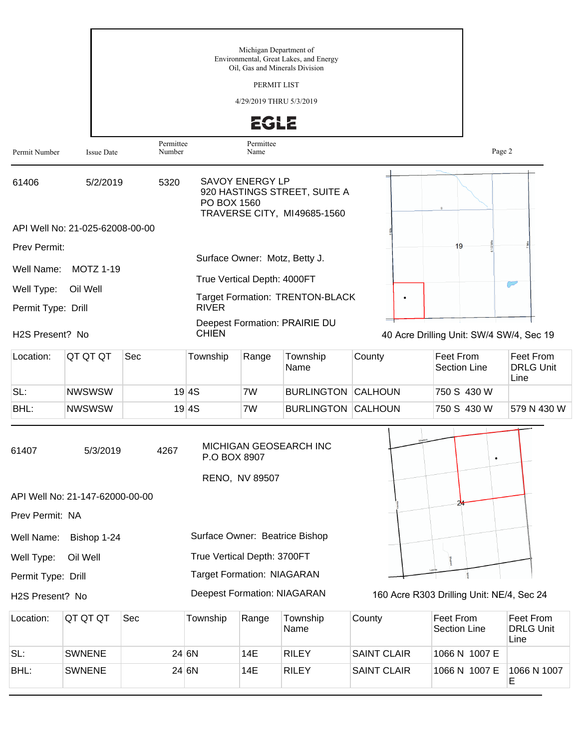Michigan Department of
Environmental, Great Lakes, and Energy
Oil, Gas and Minerals Division

PERMIT LIST

4/29/2019 THRU 5/3/2019

EGLE

| Permit Number | Issue Date | Permittee Number | Permittee Name |
|---|---|---|---|

---

**61406** | 5/2/2019 | 5320

SAVOY ENERGY LP
920 HASTINGS STREET, SUITE A
PO BOX 1560
TRAVERSE CITY, MI49685-1560

API Well No: 21-025-62008-00-00

Prev Permit:

Well Name: MOTZ 1-19

Well Type: Oil Well

Permit Type: Drill

H2S Present? No

Surface Owner: Motz, Betty J.

True Vertical Depth: 4000FT

Target Formation: TRENTON-BLACK RIVER

Deepest Formation: PRAIRIE DU CHIEN

40 Acre Drilling Unit: SW/4 SW/4, Sec 19

| Location: | QT QT QT | Sec | Township | Range | Township Name | County | Feet From Section Line | Feet From DRLG Unit Line |
|---|---|---|---|---|---|---|---|---|
| SL: | NWSWSW | 19 | 4S | 7W | BURLINGTON | CALHOUN | 750 S 430 W | |
| BHL: | NWSWSW | 19 | 4S | 7W | BURLINGTON | CALHOUN | 750 S 430 W | 579 N 430 W |

---

**61407** | 5/3/2019 | 4267

MICHIGAN GEOSEARCH INC
P.O BOX 8907

RENO, NV 89507

API Well No: 21-147-62000-00-00

Prev Permit: NA

Well Name: Bishop 1-24

Well Type: Oil Well

Permit Type: Drill

H2S Present? No

Surface Owner: Beatrice Bishop

True Vertical Depth: 3700FT

Target Formation: NIAGARAN

Deepest Formation: NIAGARAN

160 Acre R303 Drilling Unit: NE/4, Sec 24

| Location: | QT QT QT | Sec | Township | Range | Township Name | County | Feet From Section Line | Feet From DRLG Unit Line |
|---|---|---|---|---|---|---|---|---|
| SL: | SWNENE | 24 | 6N | 14E | RILEY | SAINT CLAIR | 1066 N 1007 E | |
| BHL: | SWNENE | 24 | 6N | 14E | RILEY | SAINT CLAIR | 1066 N 1007 E | 1066 N 1007 E |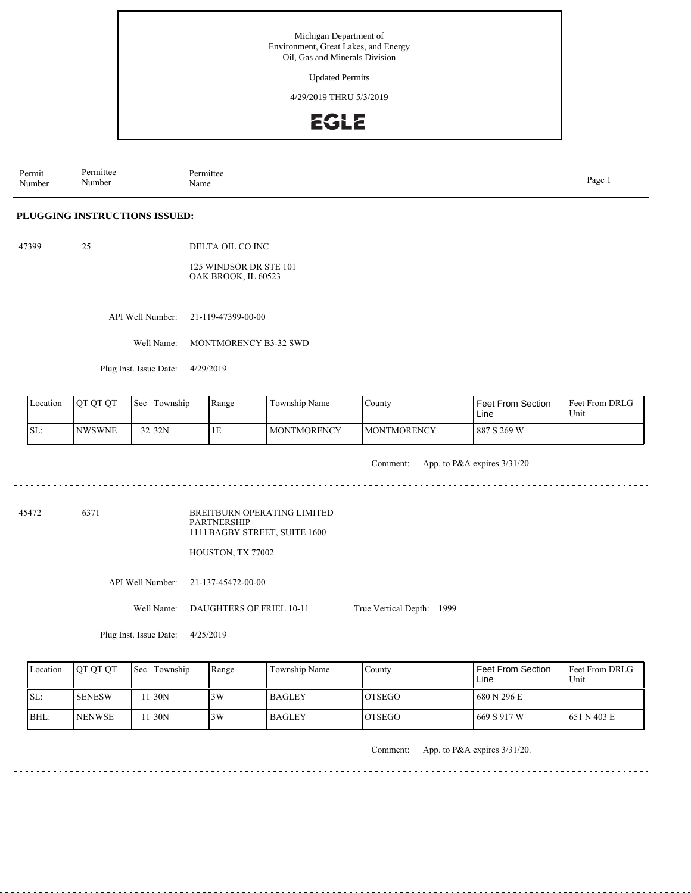Michigan Department of
Environment, Great Lakes, and Energy
Oil, Gas and Minerals Division

Updated Permits

4/29/2019 THRU 5/3/2019

EGLE

| Permit Number | Permittee Number | Permittee Name |
|---|---|---|

## PLUGGING INSTRUCTIONS ISSUED:

47399 25 DELTA OIL CO INC

125 WINDSOR DR STE 101
OAK BROOK, IL 60523

API Well Number: 21-119-47399-00-00

Well Name: MONTMORENCY B3-32 SWD

Plug Inst. Issue Date: 4/29/2019

| Location | QT QT QT | Sec | Township | Range | Township Name | County | Feet From Section Line | Feet From DRLG Unit |
|---|---|---|---|---|---|---|---|---|
| SL: | NWSWNE | 32 | 32N | 1E | MONTMORENCY | MONTMORENCY | 887 S 269 W | |

Comment: App. to P&A expires 3/31/20.

---

45472 6371 BREITBURN OPERATING LIMITED PARTNERSHIP

1111 BAGBY STREET, SUITE 1600

HOUSTON, TX 77002

API Well Number: 21-137-45472-00-00

Well Name: DAUGHTERS OF FRIEL 10-11 True Vertical Depth: 1999

Plug Inst. Issue Date: 4/25/2019

| Location | QT QT QT | Sec | Township | Range | Township Name | County | Feet From Section Line | Feet From DRLG Unit |
|---|---|---|---|---|---|---|---|---|
| SL: | SENESW | 11 | 30N | 3W | BAGLEY | OTSEGO | 680 N 296 E | |
| BHL: | NENWSE | 11 | 30N | 3W | BAGLEY | OTSEGO | 669 S 917 W | 651 N 403 E |

Comment: App. to P&A expires 3/31/20.

---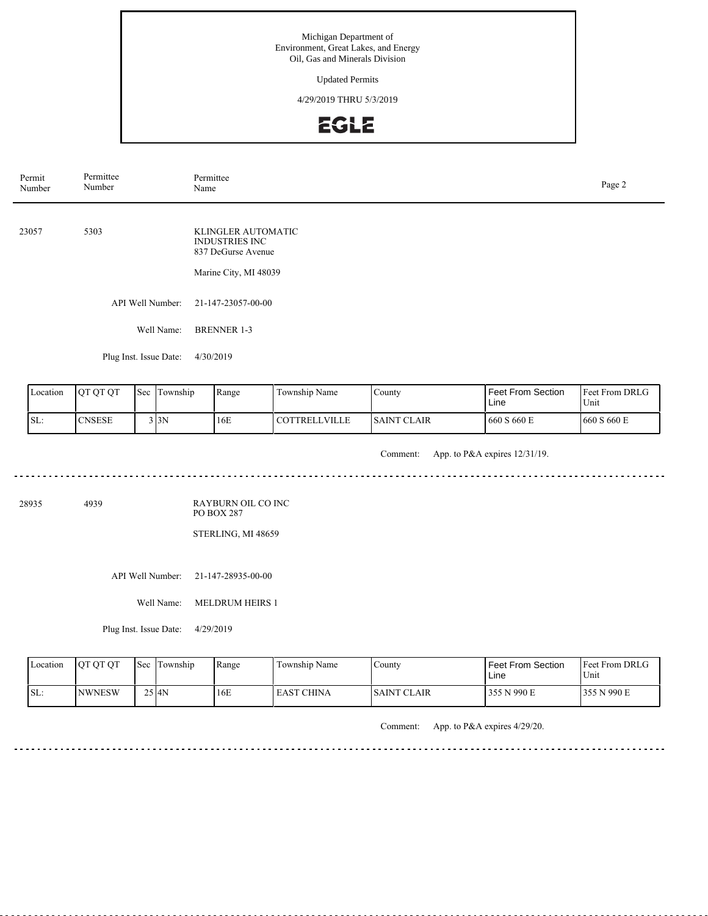Michigan Department of
Environment, Great Lakes, and Energy
Oil, Gas and Minerals Division

Updated Permits

4/29/2019 THRU 5/3/2019

EGLE

| Permit Number | Permittee Number | Permittee Name |
|---|---|---|

---

**23057** | **5303** | KLINGLER AUTOMATIC INDUSTRIES INC
837 DeGurse Avenue

Marine City, MI 48039

API Well Number: 21-147-23057-00-00

Well Name: BRENNER 1-3

Plug Inst. Issue Date: 4/30/2019

| Location | QT QT QT | Sec | Township | Range | Township Name | County | Feet From Section Line | Feet From DRLG Unit |
|---|---|---|---|---|---|---|---|---|
| SL: | CNSESE | 3 | 3N | 16E | COTTRELLVILLE | SAINT CLAIR | 660 S 660 E | 660 S 660 E |

Comment: App. to P&A expires 12/31/19.

---

**28935** | **4939** | RAYBURN OIL CO INC
PO BOX 287

STERLING, MI 48659

API Well Number: 21-147-28935-00-00

Well Name: MELDRUM HEIRS 1

Plug Inst. Issue Date: 4/29/2019

| Location | QT QT QT | Sec | Township | Range | Township Name | County | Feet From Section Line | Feet From DRLG Unit |
|---|---|---|---|---|---|---|---|---|
| SL: | NWNESW | 25 | 4N | 16E | EAST CHINA | SAINT CLAIR | 355 N 990 E | 355 N 990 E |

Comment: App. to P&A expires 4/29/20.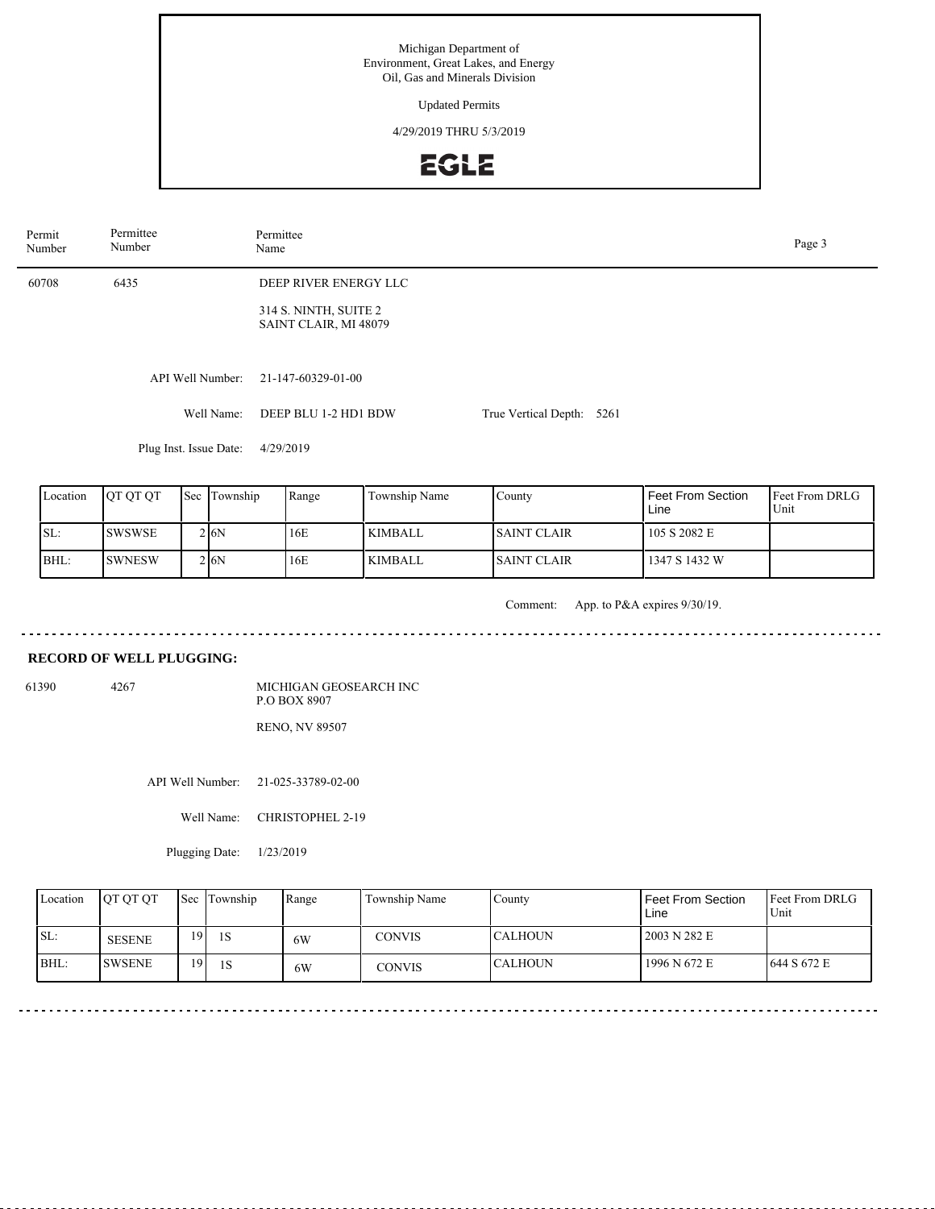Michigan Department of
Environment, Great Lakes, and Energy
Oil, Gas and Minerals Division

Updated Permits

4/29/2019 THRU 5/3/2019

EGLE

| Permit Number | Permittee Number | Permittee Name |
|---|---|---|
| 60708 | 6435 | DEEP RIVER ENERGY LLC |

314 S. NINTH, SUITE 2
SAINT CLAIR, MI 48079

API Well Number: 21-147-60329-01-00

Well Name: DEEP BLU 1-2 HD1 BDW

True Vertical Depth: 5261

Plug Inst. Issue Date: 4/29/2019

| Location | QT QT QT | Sec | Township | Range | Township Name | County | Feet From Section Line | Feet From DRLG Unit |
|---|---|---|---|---|---|---|---|---|
| SL: | SWSWSE | 2 | 6N | 16E | KIMBALL | SAINT CLAIR | 105 S 2082 E | |
| BHL: | SWNESW | 2 | 6N | 16E | KIMBALL | SAINT CLAIR | 1347 S 1432 W | |

Comment: App. to P&A expires 9/30/19.

## RECORD OF WELL PLUGGING:

| Permit Number | Permittee Number | Permittee Name |
|---|---|---|
| 61390 | 4267 | MICHIGAN GEOSEARCH INC |

P.O BOX 8907

RENO, NV 89507

API Well Number: 21-025-33789-02-00

Well Name: CHRISTOPHEL 2-19

Plugging Date: 1/23/2019

| Location | QT QT QT | Sec | Township | Range | Township Name | County | Feet From Section Line | Feet From DRLG Unit |
|---|---|---|---|---|---|---|---|---|
| SL: | SESENE | 19 | 1S | 6W | CONVIS | CALHOUN | 2003 N 282 E | |
| BHL: | SWSENE | 19 | 1S | 6W | CONVIS | CALHOUN | 1996 N 672 E | 644 S 672 E |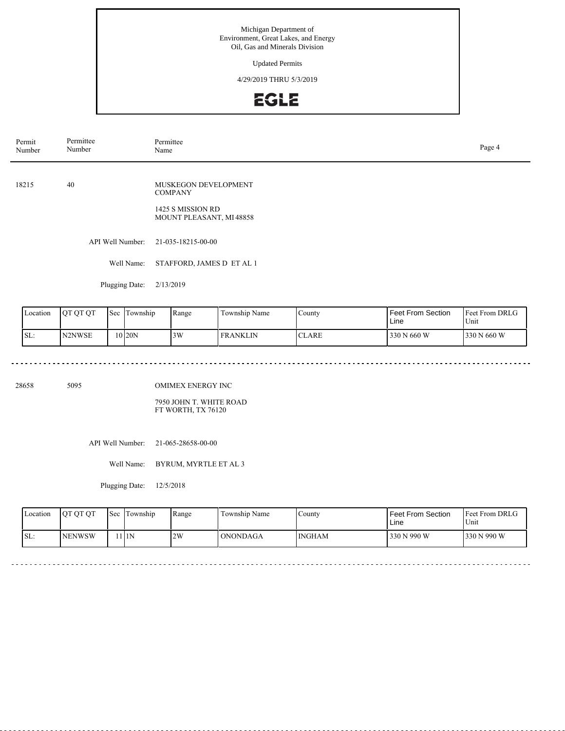Michigan Department of
Environment, Great Lakes, and Energy
Oil, Gas and Minerals Division

Updated Permits

4/29/2019 THRU 5/3/2019

EGLE

| Permit Number | Permittee Number | Permittee Name |
|---|---|---|

18215 40 MUSKEGON DEVELOPMENT COMPANY

1425 S MISSION RD
MOUNT PLEASANT, MI 48858

API Well Number: 21-035-18215-00-00

Well Name: STAFFORD, JAMES D ET AL 1

Plugging Date: 2/13/2019

| Location | QT QT QT | Sec | Township | Range | Township Name | County | Feet From Section Line | Feet From DRLG Unit |
|---|---|---|---|---|---|---|---|---|
| SL: | N2NWSE | 10 | 20N | 3W | FRANKLIN | CLARE | 330 N 660 W | 330 N 660 W |

---

28658 5095 OMIMEX ENERGY INC

7950 JOHN T. WHITE ROAD
FT WORTH, TX 76120

API Well Number: 21-065-28658-00-00

Well Name: BYRUM, MYRTLE ET AL 3

Plugging Date: 12/5/2018

| Location | QT QT QT | Sec | Township | Range | Township Name | County | Feet From Section Line | Feet From DRLG Unit |
|---|---|---|---|---|---|---|---|---|
| SL: | NENWSW | 11 | 1N | 2W | ONONDAGA | INGHAM | 330 N 990 W | 330 N 990 W |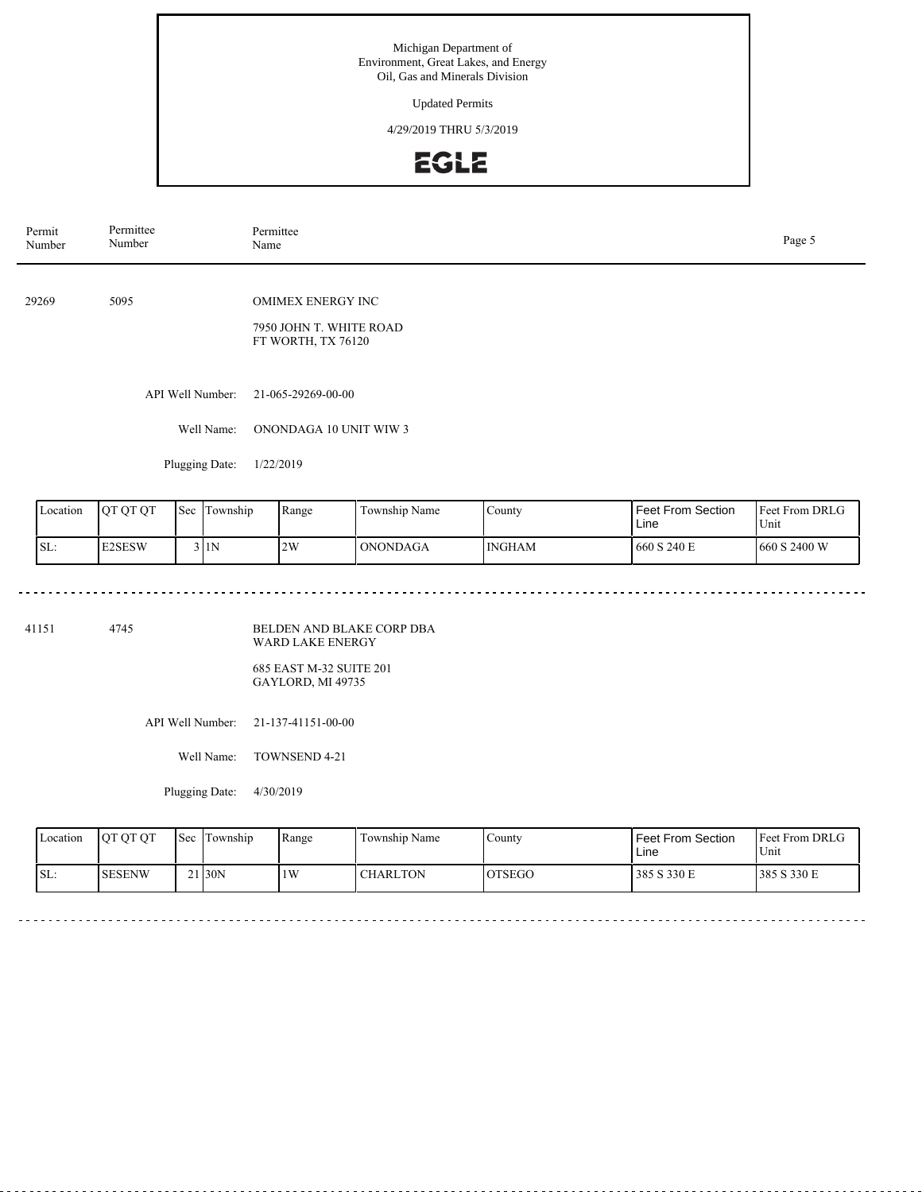Michigan Department of
Environment, Great Lakes, and Energy
Oil, Gas and Minerals Division

Updated Permits

4/29/2019 THRU 5/3/2019

EGLE

| Permit Number | Permittee Number | Permittee Name |
|---|---|---|

29269 5095 OMIMEX ENERGY INC

7950 JOHN T. WHITE ROAD
FT WORTH, TX 76120

API Well Number: 21-065-29269-00-00

Well Name: ONONDAGA 10 UNIT WIW 3

Plugging Date: 1/22/2019

| Location | QT QT QT | Sec | Township | Range | Township Name | County | Feet From Section Line | Feet From DRLG Unit |
|---|---|---|---|---|---|---|---|---|
| SL: | E2SESW | 3 | 1N | 2W | ONONDAGA | INGHAM | 660 S 240 E | 660 S 2400 W |

---

41151 4745 BELDEN AND BLAKE CORP DBA WARD LAKE ENERGY

685 EAST M-32 SUITE 201
GAYLORD, MI 49735

API Well Number: 21-137-41151-00-00

Well Name: TOWNSEND 4-21

Plugging Date: 4/30/2019

| Location | QT QT QT | Sec | Township | Range | Township Name | County | Feet From Section Line | Feet From DRLG Unit |
|---|---|---|---|---|---|---|---|---|
| SL: | SESENW | 21 | 30N | 1W | CHARLTON | OTSEGO | 385 S 330 E | 385 S 330 E |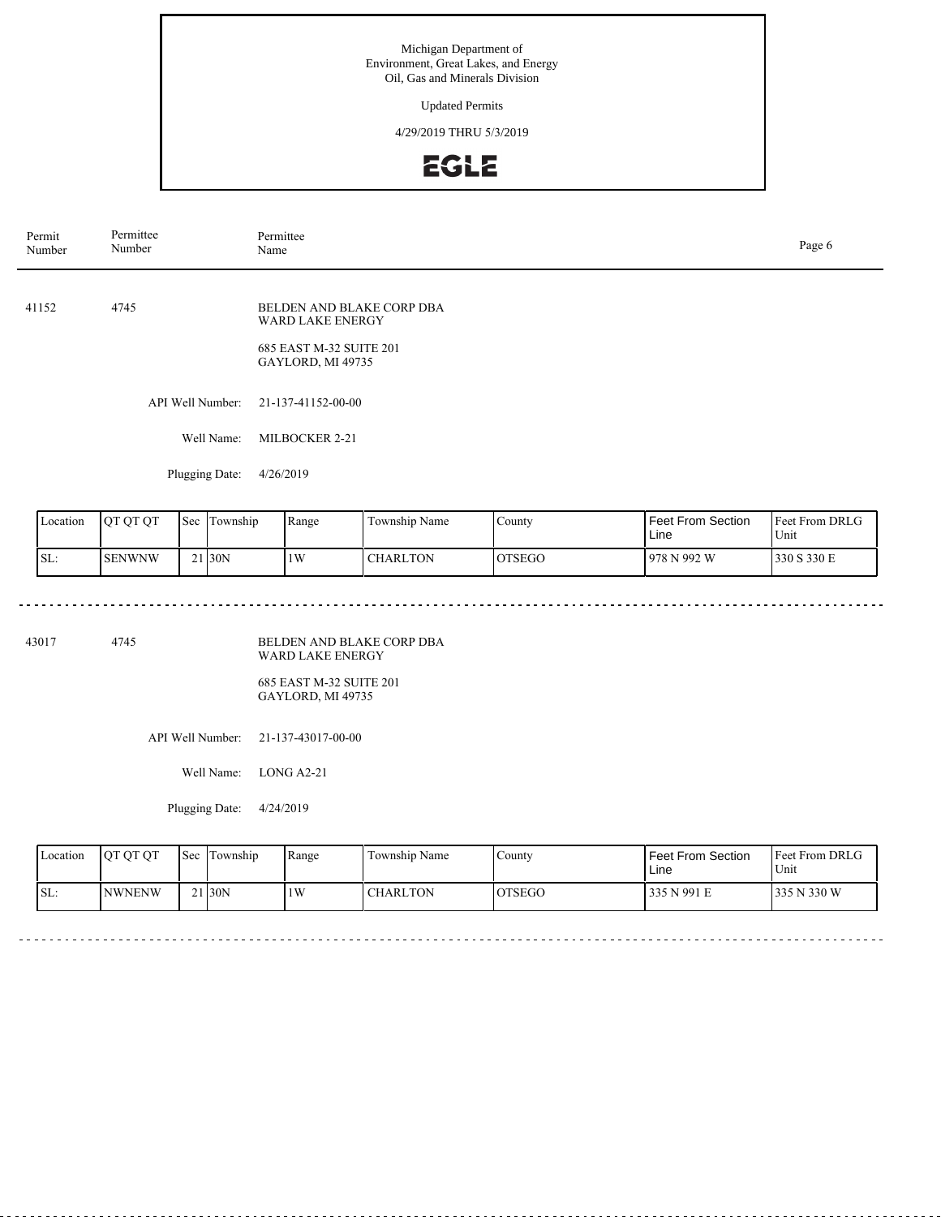Michigan Department of
Environment, Great Lakes, and Energy
Oil, Gas and Minerals Division

Updated Permits

4/29/2019 THRU 5/3/2019

EGLE

| Permit Number | Permittee Number | Permittee Name |
|---|---|---|

41152 4745 BELDEN AND BLAKE CORP DBA WARD LAKE ENERGY

685 EAST M-32 SUITE 201
GAYLORD, MI 49735

API Well Number: 21-137-41152-00-00

Well Name: MILBOCKER 2-21

Plugging Date: 4/26/2019

| Location | QT QT QT | Sec | Township | Range | Township Name | County | Feet From Section Line | Feet From DRLG Unit |
|---|---|---|---|---|---|---|---|---|
| SL: | SENWNW | 21 | 30N | 1W | CHARLTON | OTSEGO | 978 N 992 W | 330 S 330 E |

43017 4745 BELDEN AND BLAKE CORP DBA WARD LAKE ENERGY

685 EAST M-32 SUITE 201
GAYLORD, MI 49735

API Well Number: 21-137-43017-00-00

Well Name: LONG A2-21

Plugging Date: 4/24/2019

| Location | QT QT QT | Sec | Township | Range | Township Name | County | Feet From Section Line | Feet From DRLG Unit |
|---|---|---|---|---|---|---|---|---|
| SL: | NWNENW | 21 | 30N | 1W | CHARLTON | OTSEGO | 335 N 991 E | 335 N 330 W |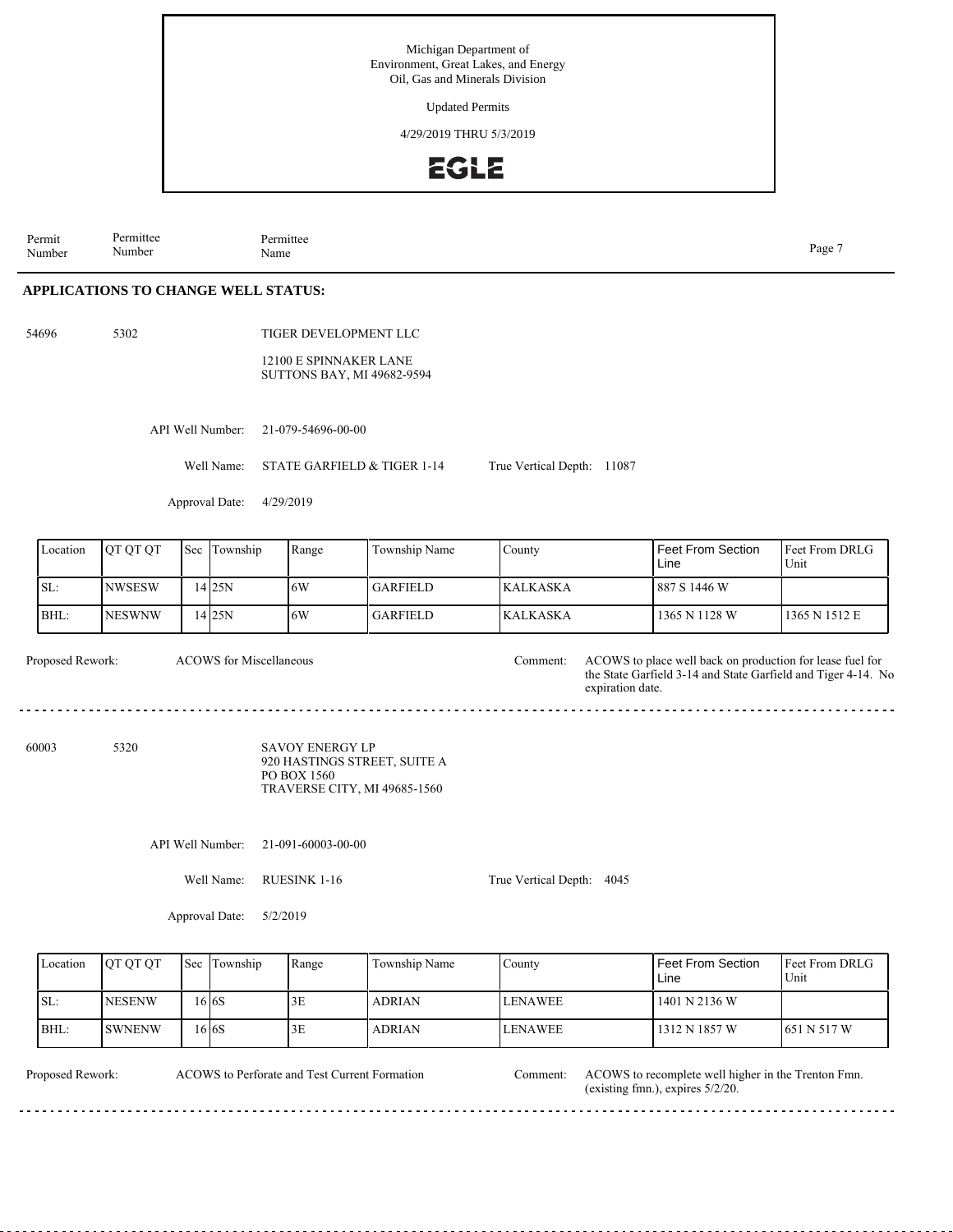Michigan Department of
Environment, Great Lakes, and Energy
Oil, Gas and Minerals Division

Updated Permits

4/29/2019 THRU 5/3/2019

EGLE

| Permit Number | Permittee Number | Permittee Name |
|---|---|---|

## APPLICATIONS TO CHANGE WELL STATUS:

**54696** &nbsp;&nbsp; 5302 &nbsp;&nbsp; TIGER DEVELOPMENT LLC

12100 E SPINNAKER LANE
SUTTONS BAY, MI 49682-9594

API Well Number: 21-079-54696-00-00

Well Name: STATE GARFIELD & TIGER 1-14 &nbsp;&nbsp; True Vertical Depth: 11087

Approval Date: 4/29/2019

| Location | QT QT QT | Sec | Township | Range | Township Name | County | Feet From Section Line | Feet From DRLG Unit |
|---|---|---|---|---|---|---|---|---|
| SL: | NWSESW | 14 | 25N | 6W | GARFIELD | KALKASKA | 887 S 1446 W | |
| BHL: | NESWNW | 14 | 25N | 6W | GARFIELD | KALKASKA | 1365 N 1128 W | 1365 N 1512 E |

Proposed Rework: ACOWS for Miscellaneous

Comment: ACOWS to place well back on production for lease fuel for the State Garfield 3-14 and State Garfield and Tiger 4-14. No expiration date.

---

**60003** &nbsp;&nbsp; 5320 &nbsp;&nbsp; SAVOY ENERGY LP

920 HASTINGS STREET, SUITE A
PO BOX 1560
TRAVERSE CITY, MI 49685-1560

API Well Number: 21-091-60003-00-00

Well Name: RUESINK 1-16 &nbsp;&nbsp; True Vertical Depth: 4045

Approval Date: 5/2/2019

| Location | QT QT QT | Sec | Township | Range | Township Name | County | Feet From Section Line | Feet From DRLG Unit |
|---|---|---|---|---|---|---|---|---|
| SL: | NESENW | 16 | 6S | 3E | ADRIAN | LENAWEE | 1401 N 2136 W | |
| BHL: | SWNENW | 16 | 6S | 3E | ADRIAN | LENAWEE | 1312 N 1857 W | 651 N 517 W |

Proposed Rework: ACOWS to Perforate and Test Current Formation

Comment: ACOWS to recomplete well higher in the Trenton Fmn. (existing fmn.), expires 5/2/20.

---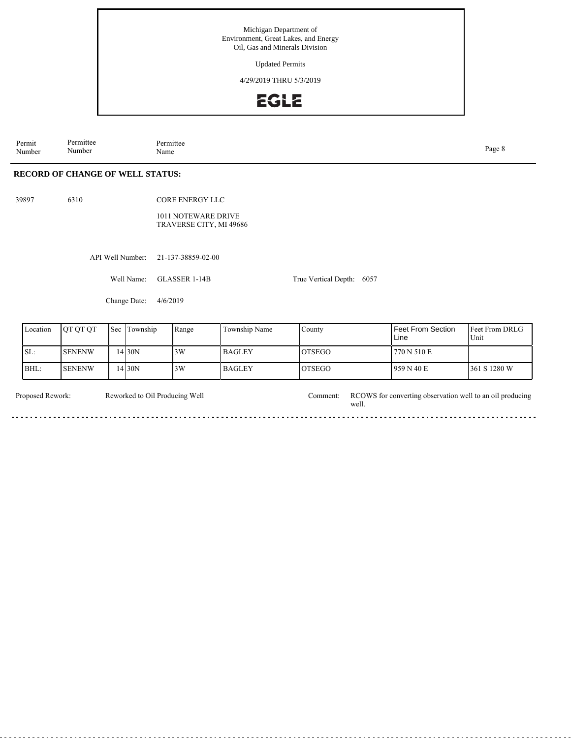Michigan Department of
Environment, Great Lakes, and Energy
Oil, Gas and Minerals Division

Updated Permits

4/29/2019 THRU 5/3/2019

EGLE

| Permit Number | Permittee Number | Permittee Name |
|---|---|---|

## RECORD OF CHANGE OF WELL STATUS:

39897 6310 CORE ENERGY LLC

1011 NOTEWARE DRIVE
TRAVERSE CITY, MI 49686

API Well Number: 21-137-38859-02-00

Well Name: GLASSER 1-14B

True Vertical Depth: 6057

Change Date: 4/6/2019

| Location | QT QT QT | Sec | Township | Range | Township Name | County | Feet From Section Line | Feet From DRLG Unit |
|---|---|---|---|---|---|---|---|---|
| SL: | SENENW | 14 | 30N | 3W | BAGLEY | OTSEGO | 770 N 510 E | |
| BHL: | SENENW | 14 | 30N | 3W | BAGLEY | OTSEGO | 959 N 40 E | 361 S 1280 W |

Proposed Rework: Reworked to Oil Producing Well

Comment: RCOWS for converting observation well to an oil producing well.